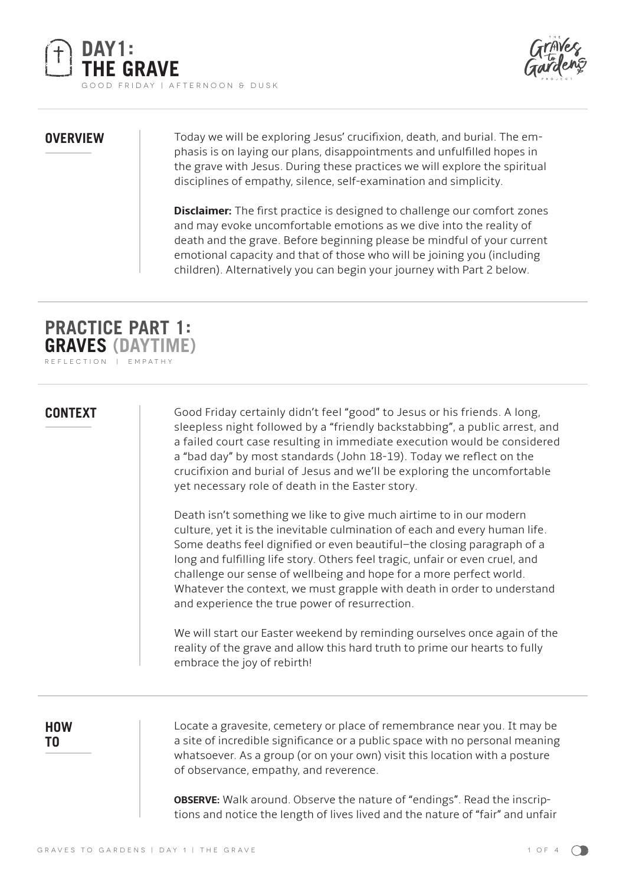# DAY 1: THE GRAVE

GOOD FRIDAY | AFTERNOON & DUSK

## OVERVIEW

Today we will be exploring Jesus' crucifixion, death, and burial. The emphasis is on laying our plans, disappointments and unfulfilled hopes in the grave with Jesus. During these practices we will explore the spiritual disciplines of empathy, silence, self-examination and simplicity.

**Disclaimer:** The first practice is designed to challenge our comfort zones and may evoke uncomfortable emotions as we dive into the reality of death and the grave. Before beginning please be mindful of your current emotional capacity and that of those who will be joining you (including children). Alternatively you can begin your journey with Part 2 below.

## PRACTICE PART 1: GRAVES (DAYTIME)

REFLECTION | EMPATHY

### CONTEXT

Good Friday certainly didn't feel "good" to Jesus or his friends. A long, sleepless night followed by a "friendly backstabbing", a public arrest, and a failed court case resulting in immediate execution would be considered a "bad day" by most standards (John 18-19). Today we reflect on the crucifixion and burial of Jesus and we'll be exploring the uncomfortable yet necessary role of death in the Easter story.

Death isn't something we like to give much airtime to in our modern culture, yet it is the inevitable culmination of each and every human life. Some deaths feel dignified or even beautiful—the closing paragraph of a long and fulfilling life story. Others feel tragic, unfair or even cruel, and challenge our sense of wellbeing and hope for a more perfect world. Whatever the context, we must grapple with death in order to understand and experience the true power of resurrection.

We will start our Easter weekend by reminding ourselves once again of the reality of the grave and allow this hard truth to prime our hearts to fully embrace the joy of rebirth!

### HOW TO

Locate a gravesite, cemetery or place of remembrance near you. It may be a site of incredible significance or a public space with no personal meaning whatsoever. As a group (or on your own) visit this location with a posture of observance, empathy, and reverence.

**OBSERVE:** Walk around. Observe the nature of "endings". Read the inscriptions and notice the length of lives lived and the nature of "fair" and unfair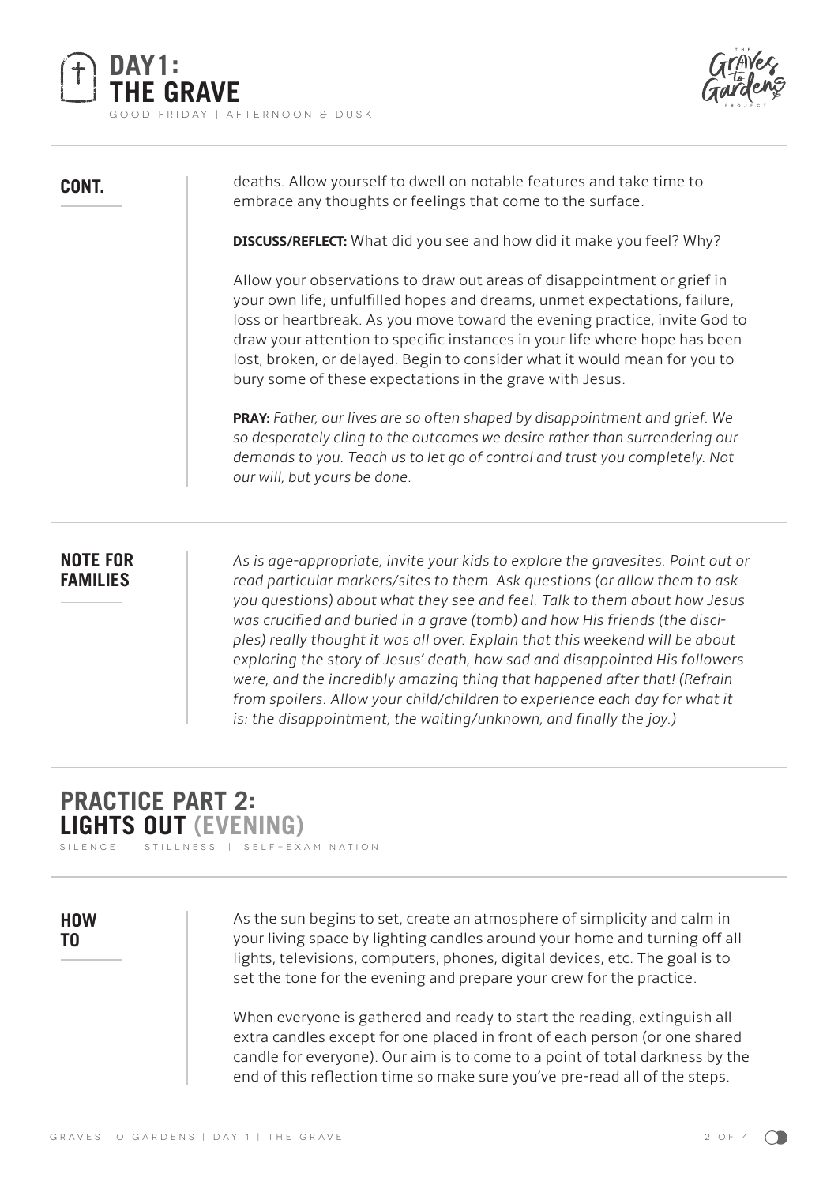# DAY 1: THE GRAVE

GOOD FRIDAY | AFTERNOON & DUSK

**CONT.**

deaths. Allow yourself to dwell on notable features and take time to embrace any thoughts or feelings that come to the surface.

**DISCUSS/REFLECT:** What did you see and how did it make you feel? Why?

Allow your observations to draw out areas of disappointment or grief in your own life; unfulfilled hopes and dreams, unmet expectations, failure, loss or heartbreak. As you move toward the evening practice, invite God to draw your attention to specific instances in your life where hope has been lost, broken, or delayed. Begin to consider what it would mean for you to bury some of these expectations in the grave with Jesus.

**PRAY:** *Father, our lives are so often shaped by disappointment and grief. We so desperately cling to the outcomes we desire rather than surrendering our demands to you. Teach us to let go of control and trust you completely. Not our will, but yours be done.*

**NOTE FOR FAMILIES**

*As is age-appropriate, invite your kids to explore the gravesites. Point out or read particular markers/sites to them. Ask questions (or allow them to ask you questions) about what they see and feel. Talk to them about how Jesus was crucified and buried in a grave (tomb) and how His friends (the disciples) really thought it was all over. Explain that this weekend will be about exploring the story of Jesus' death, how sad and disappointed His followers were, and the incredibly amazing thing that happened after that! (Refrain from spoilers. Allow your child/children to experience each day for what it is: the disappointment, the waiting/unknown, and finally the joy.)*

## PRACTICE PART 2: LIGHTS OUT (EVENING)

SILENCE | STILLNESS | SELF-EXAMINATION

**HOW TO**

As the sun begins to set, create an atmosphere of simplicity and calm in your living space by lighting candles around your home and turning off all lights, televisions, computers, phones, digital devices, etc. The goal is to set the tone for the evening and prepare your crew for the practice.

When everyone is gathered and ready to start the reading, extinguish all extra candles except for one placed in front of each person (or one shared candle for everyone). Our aim is to come to a point of total darkness by the end of this reflection time so make sure you've pre-read all of the steps.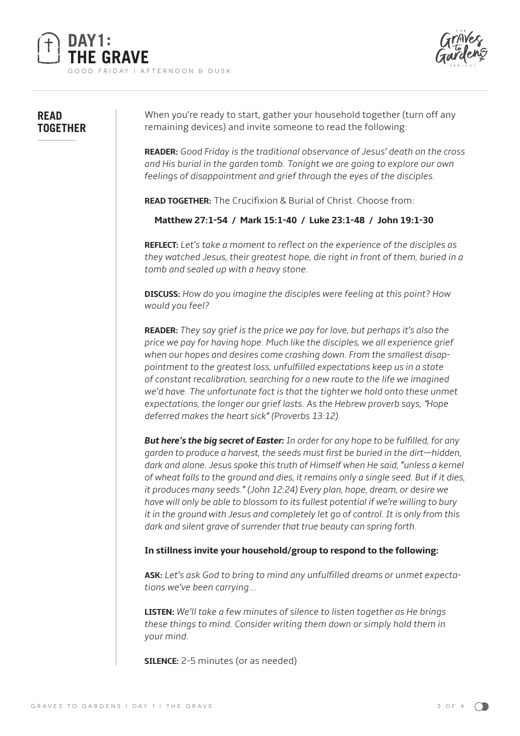# DAY 1: THE GRAVE

GOOD FRIDAY | AFTERNOON & DUSK

## READ TOGETHER

When you're ready to start, gather your household together (turn off any remaining devices) and invite someone to read the following:

**READER:** *Good Friday is the traditional observance of Jesus' death on the cross and His burial in the garden tomb. Tonight we are going to explore our own feelings of disappointment and grief through the eyes of the disciples.*

**READ TOGETHER:** The Crucifixion & Burial of Christ. Choose from:

**Matthew 27:1-54 / Mark 15:1-40 / Luke 23:1-48 / John 19:1-30**

**REFLECT:** *Let's take a moment to reflect on the experience of the disciples as they watched Jesus, their greatest hope, die right in front of them, buried in a tomb and sealed up with a heavy stone.*

**DISCUSS:** *How do you imagine the disciples were feeling at this point? How would you feel?*

**READER:** *They say grief is the price we pay for love, but perhaps it's also the price we pay for having hope. Much like the disciples, we all experience grief when our hopes and desires come crashing down. From the smallest disappointment to the greatest loss, unfulfilled expectations keep us in a state of constant recalibration, searching for a new route to the life we imagined we'd have. The unfortunate fact is that the tighter we hold onto these unmet expectations, the longer our grief lasts. As the Hebrew proverb says, "Hope deferred makes the heart sick" (Proverbs 13:12).*

***But here's the big secret of Easter:*** *In order for any hope to be fulfilled, for any garden to produce a harvest, the seeds must first be buried in the dirt—hidden, dark and alone. Jesus spoke this truth of Himself when He said, "unless a kernel of wheat falls to the ground and dies, it remains only a single seed. But if it dies, it produces many seeds." (John 12:24) Every plan, hope, dream, or desire we have will only be able to blossom to its fullest potential if we're willing to bury it in the ground with Jesus and completely let go of control. It is only from this dark and silent grave of surrender that true beauty can spring forth.*

**In stillness invite your household/group to respond to the following:**

**ASK:** *Let's ask God to bring to mind any unfulfilled dreams or unmet expectations we've been carrying...*

**LISTEN:** *We'll take a few minutes of silence to listen together as He brings these things to mind. Consider writing them down or simply hold them in your mind.*

**SILENCE:** 2-5 minutes (or as needed)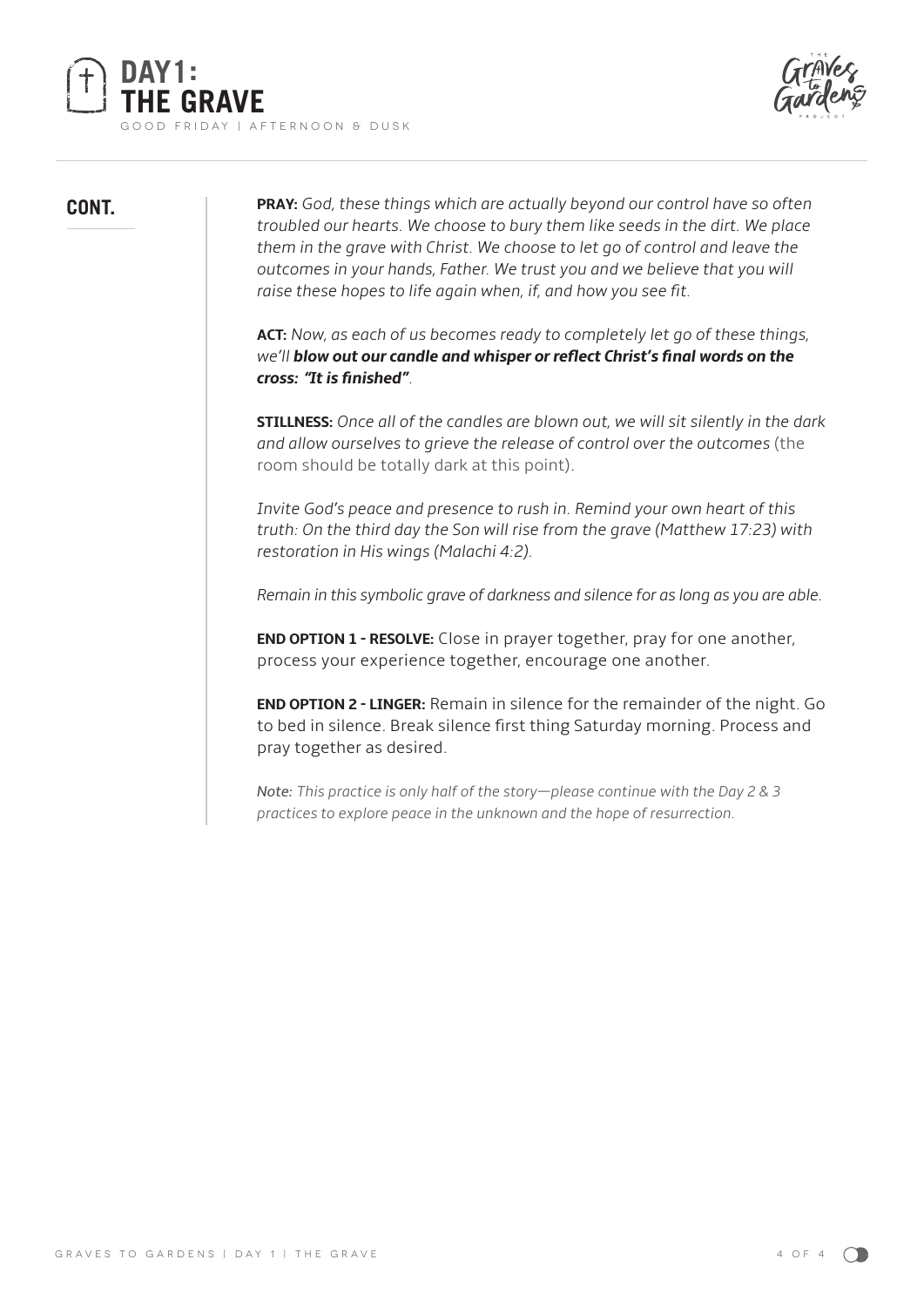# DAY 1: THE GRAVE

GOOD FRIDAY | AFTERNOON & DUSK

## CONT.

**PRAY:** *God, these things which are actually beyond our control have so often troubled our hearts. We choose to bury them like seeds in the dirt. We place them in the grave with Christ. We choose to let go of control and leave the outcomes in your hands, Father. We trust you and we believe that you will raise these hopes to life again when, if, and how you see fit.*

**ACT:** *Now, as each of us becomes ready to completely let go of these things, we'll* ***blow out our candle and whisper or reflect Christ's final words on the cross: "It is finished"****.*

**STILLNESS:** *Once all of the candles are blown out, we will sit silently in the dark and allow ourselves to grieve the release of control over the outcomes* (the room should be totally dark at this point).

*Invite God's peace and presence to rush in. Remind your own heart of this truth: On the third day the Son will rise from the grave (Matthew 17:23) with restoration in His wings (Malachi 4:2).*

*Remain in this symbolic grave of darkness and silence for as long as you are able.*

**END OPTION 1 - RESOLVE:** Close in prayer together, pray for one another, process your experience together, encourage one another.

**END OPTION 2 - LINGER:** Remain in silence for the remainder of the night. Go to bed in silence. Break silence first thing Saturday morning. Process and pray together as desired.

*Note: This practice is only half of the story—please continue with the Day 2 & 3 practices to explore peace in the unknown and the hope of resurrection.*